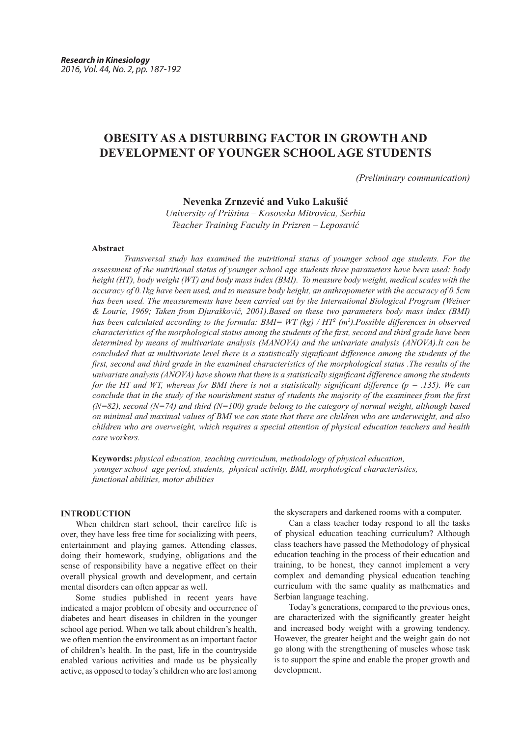# OBESITY AS A DISTURBING FACTOR IN GROWTH AND DEVELOPMENT OF YOUNGER SCHOOL AGE STUDENTS

*(Preliminary communication)*

**Nevenka Zrnzević and Vuko Lakušić**

*University of Priština – Kosovska Mitrovica, Serbia*
*Teacher Training Faculty in Prizren – Leposavić*

**Abstract**

*Transversal study has examined the nutritional status of younger school age students. For the assessment of the nutritional status of younger school age students three parameters have been used: body height (HT), body weight (WT) and body mass index (BMI). To measure body weight, medical scales with the accuracy of 0.1kg have been used, and to measure body height, an anthropometer with the accuracy of 0.5cm has been used. The measurements have been carried out by the International Biological Program (Weiner & Lourie, 1969; Taken from Djurašković, 2001).Based on these two parameters body mass index (BMI) has been calculated according to the formula: BMI= WT (kg) / $HT^2$ ($m^2$).Possible differences in observed characteristics of the morphological status among the students of the first, second and third grade have been determined by means of multivariate analysis (MANOVA) and the univariate analysis (ANOVA).It can be concluded that at multivariate level there is a statistically significant difference among the students of the first, second and third grade in the examined characteristics of the morphological status .The results of the univariate analysis (ANOVA) have shown that there is a statistically significant difference among the students for the HT and WT, whereas for BMI there is not a statistically significant difference ($p = .135$). We can conclude that in the study of the nourishment status of students the majority of the examinees from the first (N=82), second (N=74) and third (N=100) grade belong to the category of normal weight, although based on minimal and maximal values of BMI we can state that there are children who are underweight, and also children who are overweight, which requires a special attention of physical education teachers and health care workers.*

**Keywords:** *physical education, teaching curriculum, methodology of physical education, younger school age period, students, physical activity, BMI, morphological characteristics, functional abilities, motor abilities*

## INTRODUCTION

When children start school, their carefree life is over, they have less free time for socializing with peers, entertainment and playing games. Attending classes, doing their homework, studying, obligations and the sense of responsibility have a negative effect on their overall physical growth and development, and certain mental disorders can often appear as well.

Some studies published in recent years have indicated a major problem of obesity and occurrence of diabetes and heart diseases in children in the younger school age period. When we talk about children's health, we often mention the environment as an important factor of children's health. In the past, life in the countryside enabled various activities and made us be physically active, as opposed to today's children who are lost among the skyscrapers and darkened rooms with a computer.

Can a class teacher today respond to all the tasks of physical education teaching curriculum? Although class teachers have passed the Methodology of physical education teaching in the process of their education and training, to be honest, they cannot implement a very complex and demanding physical education teaching curriculum with the same quality as mathematics and Serbian language teaching.

Today's generations, compared to the previous ones, are characterized with the significantly greater height and increased body weight with a growing tendency. However, the greater height and the weight gain do not go along with the strengthening of muscles whose task is to support the spine and enable the proper growth and development.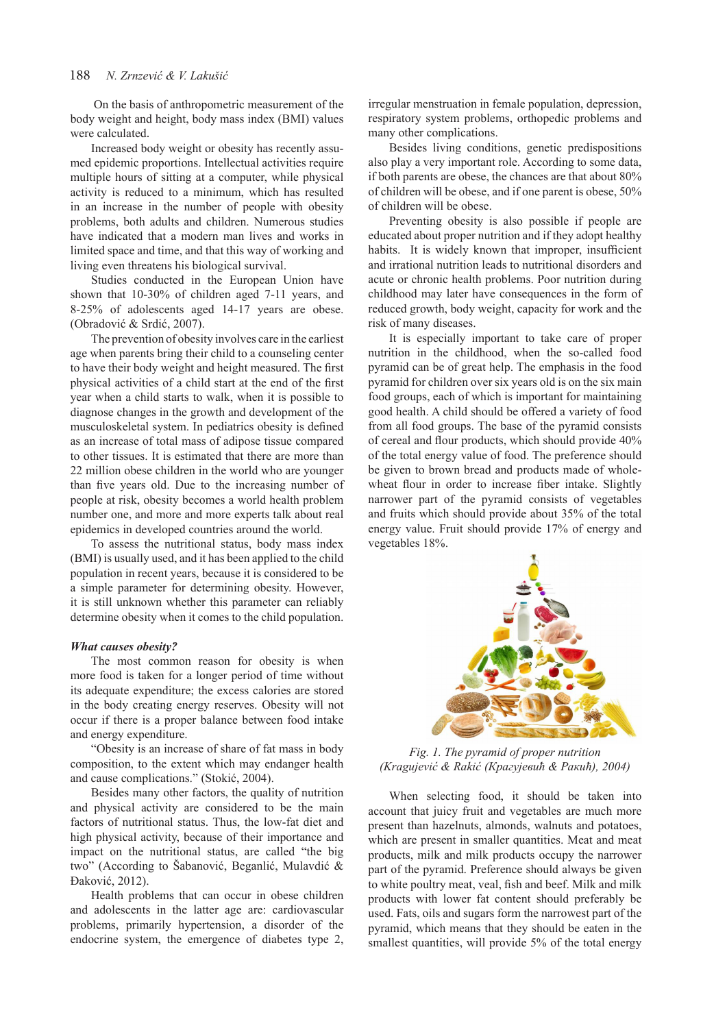On the basis of anthropometric measurement of the body weight and height, body mass index (BMI) values were calculated.

Increased body weight or obesity has recently assumed epidemic proportions. Intellectual activities require multiple hours of sitting at a computer, while physical activity is reduced to a minimum, which has resulted in an increase in the number of people with obesity problems, both adults and children. Numerous studies have indicated that a modern man lives and works in limited space and time, and that this way of working and living even threatens his biological survival.

Studies conducted in the European Union have shown that 10-30% of children aged 7-11 years, and 8-25% of adolescents aged 14-17 years are obese. (Obradović & Srdić, 2007).

The prevention of obesity involves care in the earliest age when parents bring their child to a counseling center to have their body weight and height measured. The first physical activities of a child start at the end of the first year when a child starts to walk, when it is possible to diagnose changes in the growth and development of the musculoskeletal system. In pediatrics obesity is defined as an increase of total mass of adipose tissue compared to other tissues. It is estimated that there are more than 22 million obese children in the world who are younger than five years old. Due to the increasing number of people at risk, obesity becomes a world health problem number one, and more and more experts talk about real epidemics in developed countries around the world.

To assess the nutritional status, body mass index (BMI) is usually used, and it has been applied to the child population in recent years, because it is considered to be a simple parameter for determining obesity. However, it is still unknown whether this parameter can reliably determine obesity when it comes to the child population.

### *What causes obesity?*

The most common reason for obesity is when more food is taken for a longer period of time without its adequate expenditure; the excess calories are stored in the body creating energy reserves. Obesity will not occur if there is a proper balance between food intake and energy expenditure.

"Obesity is an increase of share of fat mass in body composition, to the extent which may endanger health and cause complications." (Stokić, 2004).

Besides many other factors, the quality of nutrition and physical activity are considered to be the main factors of nutritional status. Thus, the low-fat diet and high physical activity, because of their importance and impact on the nutritional status, are called "the big two" (According to Šabanović, Beganlić, Mulavdić & Đaković, 2012).

Health problems that can occur in obese children and adolescents in the latter age are: cardiovascular problems, primarily hypertension, a disorder of the endocrine system, the emergence of diabetes type 2, irregular menstruation in female population, depression, respiratory system problems, orthopedic problems and many other complications.

Besides living conditions, genetic predispositions also play a very important role. According to some data, if both parents are obese, the chances are that about 80% of children will be obese, and if one parent is obese, 50% of children will be obese.

Preventing obesity is also possible if people are educated about proper nutrition and if they adopt healthy habits. It is widely known that improper, insufficient and irrational nutrition leads to nutritional disorders and acute or chronic health problems. Poor nutrition during childhood may later have consequences in the form of reduced growth, body weight, capacity for work and the risk of many diseases.

It is especially important to take care of proper nutrition in the childhood, when the so-called food pyramid can be of great help. The emphasis in the food pyramid for children over six years old is on the six main food groups, each of which is important for maintaining good health. A child should be offered a variety of food from all food groups. The base of the pyramid consists of cereal and flour products, which should provide 40% of the total energy value of food. The preference should be given to brown bread and products made of whole-wheat flour in order to increase fiber intake. Slightly narrower part of the pyramid consists of vegetables and fruits which should provide about 35% of the total energy value. Fruit should provide 17% of energy and vegetables 18%.

*Fig. 1. The pyramid of proper nutrition (Kragujević & Rakić (Крагујевић & Ракић), 2004)*

When selecting food, it should be taken into account that juicy fruit and vegetables are much more present than hazelnuts, almonds, walnuts and potatoes, which are present in smaller quantities. Meat and meat products, milk and milk products occupy the narrower part of the pyramid. Preference should always be given to white poultry meat, veal, fish and beef. Milk and milk products with lower fat content should preferably be used. Fats, oils and sugars form the narrowest part of the pyramid, which means that they should be eaten in the smallest quantities, will provide 5% of the total energy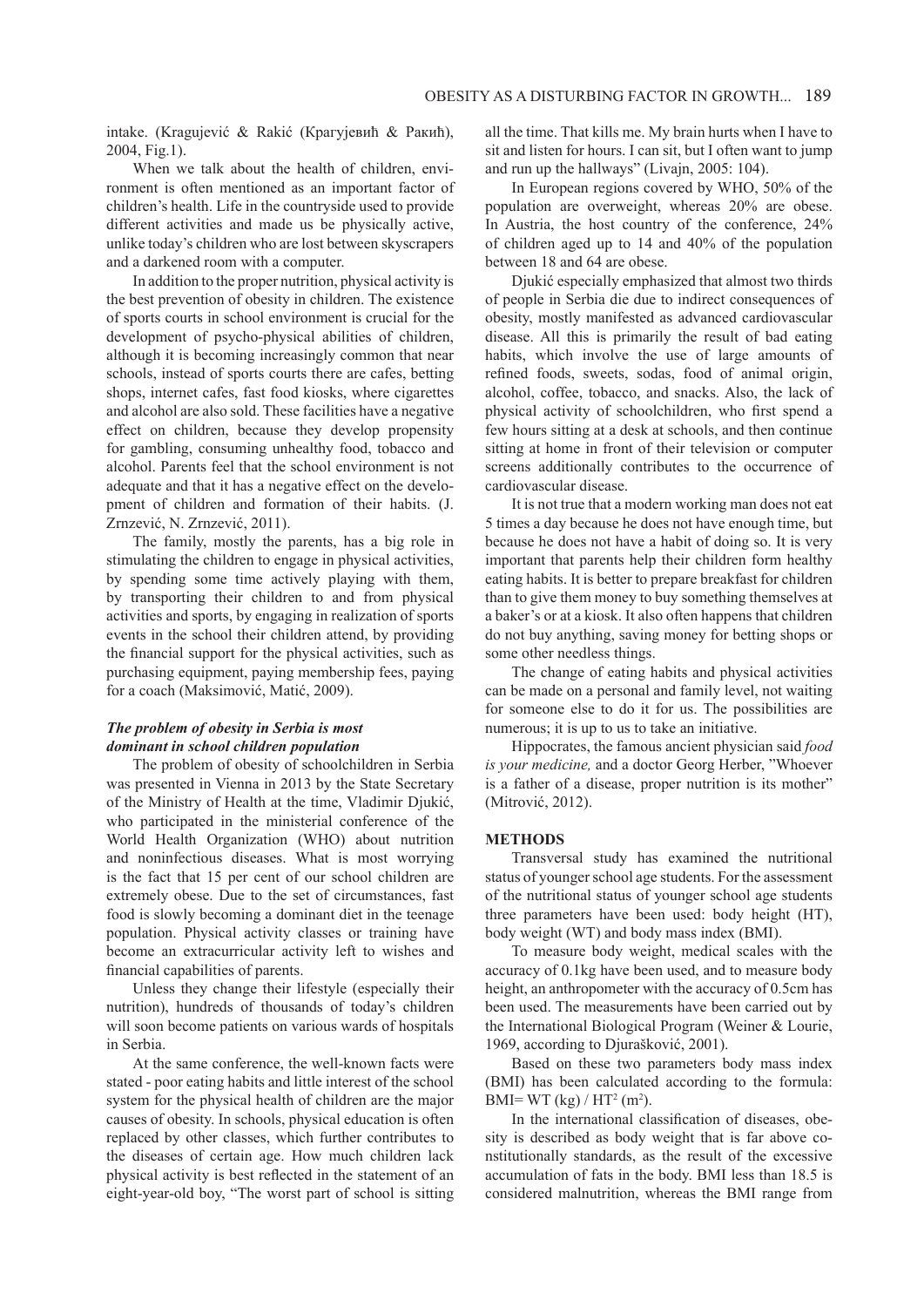intake. (Kragujević & Rakić (Крагујевић & Ракић), 2004, Fig.1).

When we talk about the health of children, environment is often mentioned as an important factor of children's health. Life in the countryside used to provide different activities and made us be physically active, unlike today's children who are lost between skyscrapers and a darkened room with a computer.

In addition to the proper nutrition, physical activity is the best prevention of obesity in children. The existence of sports courts in school environment is crucial for the development of psycho-physical abilities of children, although it is becoming increasingly common that near schools, instead of sports courts there are cafes, betting shops, internet cafes, fast food kiosks, where cigarettes and alcohol are also sold. These facilities have a negative effect on children, because they develop propensity for gambling, consuming unhealthy food, tobacco and alcohol. Parents feel that the school environment is not adequate and that it has a negative effect on the development of children and formation of their habits. (J. Zrnzević, N. Zrnzević, 2011).

The family, mostly the parents, has a big role in stimulating the children to engage in physical activities, by spending some time actively playing with them, by transporting their children to and from physical activities and sports, by engaging in realization of sports events in the school their children attend, by providing the financial support for the physical activities, such as purchasing equipment, paying membership fees, paying for a coach (Maksimović, Matić, 2009).

### *The problem of obesity in Serbia is most dominant in school children population*

The problem of obesity of schoolchildren in Serbia was presented in Vienna in 2013 by the State Secretary of the Ministry of Health at the time, Vladimir Djukić, who participated in the ministerial conference of the World Health Organization (WHO) about nutrition and noninfectious diseases. What is most worrying is the fact that 15 per cent of our school children are extremely obese. Due to the set of circumstances, fast food is slowly becoming a dominant diet in the teenage population. Physical activity classes or training have become an extracurricular activity left to wishes and financial capabilities of parents.

Unless they change their lifestyle (especially their nutrition), hundreds of thousands of today's children will soon become patients on various wards of hospitals in Serbia.

At the same conference, the well-known facts were stated - poor eating habits and little interest of the school system for the physical health of children are the major causes of obesity. In schools, physical education is often replaced by other classes, which further contributes to the diseases of certain age. How much children lack physical activity is best reflected in the statement of an eight-year-old boy, "The worst part of school is sitting all the time. That kills me. My brain hurts when I have to sit and listen for hours. I can sit, but I often want to jump and run up the hallways" (Livajn, 2005: 104).

In European regions covered by WHO, 50% of the population are overweight, whereas 20% are obese. In Austria, the host country of the conference, 24% of children aged up to 14 and 40% of the population between 18 and 64 are obese.

Djukić especially emphasized that almost two thirds of people in Serbia die due to indirect consequences of obesity, mostly manifested as advanced cardiovascular disease. All this is primarily the result of bad eating habits, which involve the use of large amounts of refined foods, sweets, sodas, food of animal origin, alcohol, coffee, tobacco, and snacks. Also, the lack of physical activity of schoolchildren, who first spend a few hours sitting at a desk at schools, and then continue sitting at home in front of their television or computer screens additionally contributes to the occurrence of cardiovascular disease.

It is not true that a modern working man does not eat 5 times a day because he does not have enough time, but because he does not have a habit of doing so. It is very important that parents help their children form healthy eating habits. It is better to prepare breakfast for children than to give them money to buy something themselves at a baker's or at a kiosk. It also often happens that children do not buy anything, saving money for betting shops or some other needless things.

The change of eating habits and physical activities can be made on a personal and family level, not waiting for someone else to do it for us. The possibilities are numerous; it is up to us to take an initiative.

Hippocrates, the famous ancient physician said *food is your medicine,* and a doctor Georg Herber, "Whoever is a father of a disease, proper nutrition is its mother" (Mitrović, 2012).

## METHODS

Transversal study has examined the nutritional status of younger school age students. For the assessment of the nutritional status of younger school age students three parameters have been used: body height (HT), body weight (WT) and body mass index (BMI).

To measure body weight, medical scales with the accuracy of 0.1kg have been used, and to measure body height, an anthropometer with the accuracy of 0.5cm has been used. The measurements have been carried out by the International Biological Program (Weiner & Lourie, 1969, according to Djurašković, 2001).

Based on these two parameters body mass index (BMI) has been calculated according to the formula: $BMI = WT\ (kg) / HT^2\ (m^2)$.

In the international classification of diseases, obesity is described as body weight that is far above constitutionally standards, as the result of the excessive accumulation of fats in the body. BMI less than 18.5 is considered malnutrition, whereas the BMI range from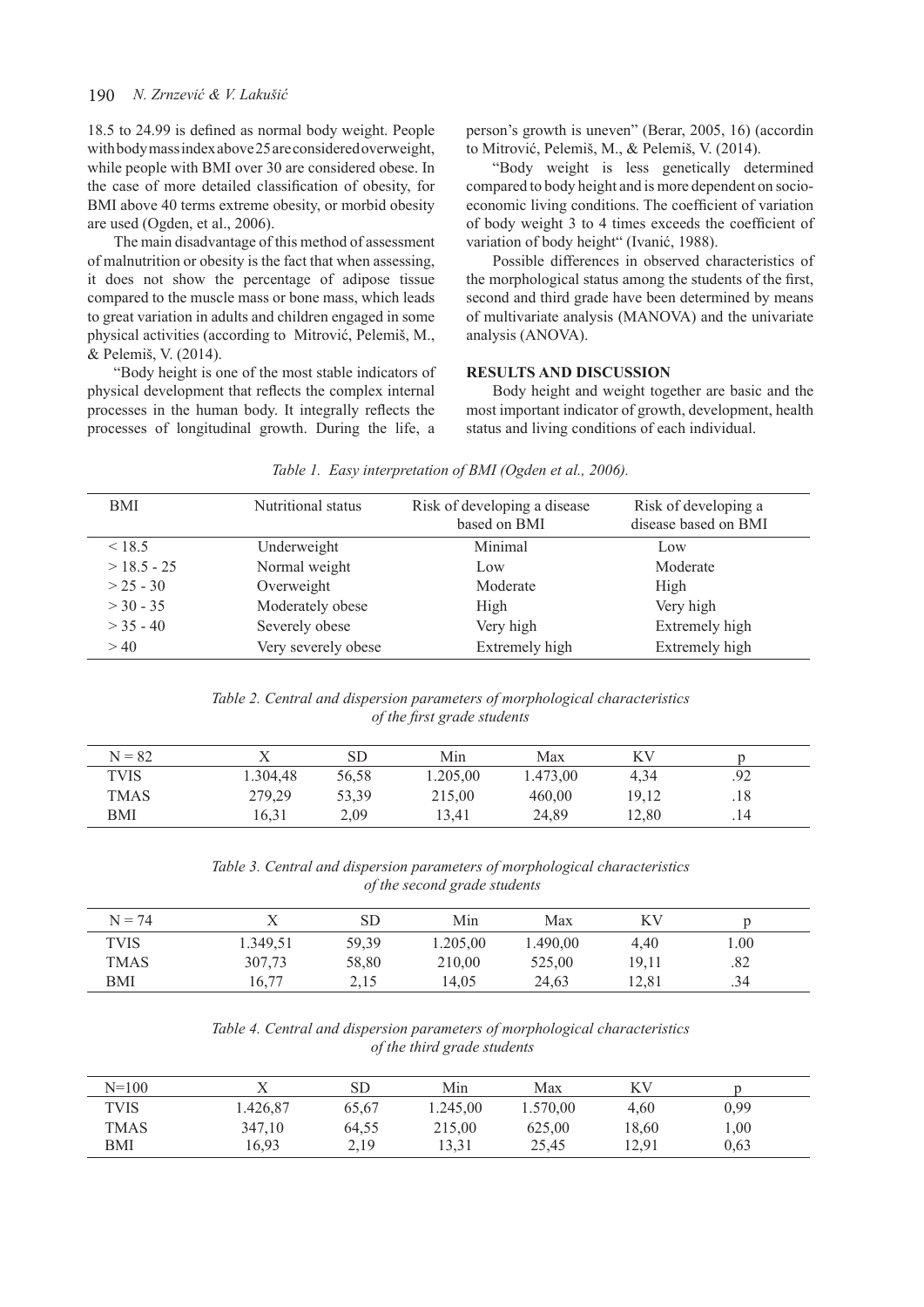18.5 to 24.99 is defined as normal body weight. People with body mass index above 25 are considered overweight, while people with BMI over 30 are considered obese. In the case of more detailed classification of obesity, for BMI above 40 terms extreme obesity, or morbid obesity are used (Ogden, et al., 2006).

The main disadvantage of this method of assessment of malnutrition or obesity is the fact that when assessing, it does not show the percentage of adipose tissue compared to the muscle mass or bone mass, which leads to great variation in adults and children engaged in some physical activities (according to Mitrović, Pelemiš, M., & Pelemiš, V. (2014).

"Body height is one of the most stable indicators of physical development that reflects the complex internal processes in the human body. It integrally reflects the processes of longitudinal growth. During the life, a person's growth is uneven" (Berar, 2005, 16) (accordin to Mitrović, Pelemiš, M., & Pelemiš, V. (2014).

"Body weight is less genetically determined compared to body height and is more dependent on socio-economic living conditions. The coefficient of variation of body weight 3 to 4 times exceeds the coefficient of variation of body height" (Ivanić, 1988).

Possible differences in observed characteristics of the morphological status among the students of the first, second and third grade have been determined by means of multivariate analysis (MANOVA) and the univariate analysis (ANOVA).

## RESULTS AND DISCUSSION

Body height and weight together are basic and the most important indicator of growth, development, health status and living conditions of each individual.

*Table 1. Easy interpretation of BMI (Ogden et al., 2006).*

| BMI | Nutritional status | Risk of developing a disease based on BMI | Risk of developing a disease based on BMI |
|---|---|---|---|
| < 18.5 | Underweight | Minimal | Low |
| > 18.5 - 25 | Normal weight | Low | Moderate |
| > 25 - 30 | Overweight | Moderate | High |
| > 30 - 35 | Moderately obese | High | Very high |
| > 35 - 40 | Severely obese | Very high | Extremely high |
| > 40 | Very severely obese | Extremely high | Extremely high |

*Table 2. Central and dispersion parameters of morphological characteristics of the first grade students*

| N = 82 | X | SD | Min | Max | KV | p |
|---|---|---|---|---|---|---|
| TVIS | 1.304,48 | 56,58 | 1.205,00 | 1.473,00 | 4,34 | .92 |
| TMAS | 279,29 | 53,39 | 215,00 | 460,00 | 19,12 | .18 |
| BMI | 16,31 | 2,09 | 13,41 | 24,89 | 12,80 | .14 |

*Table 3. Central and dispersion parameters of morphological characteristics of the second grade students*

| N = 74 | X | SD | Min | Max | KV | p |
|---|---|---|---|---|---|---|
| TVIS | 1.349,51 | 59,39 | 1.205,00 | 1.490,00 | 4,40 | 1.00 |
| TMAS | 307,73 | 58,80 | 210,00 | 525,00 | 19,11 | .82 |
| BMI | 16,77 | 2,15 | 14,05 | 24,63 | 12,81 | .34 |

*Table 4. Central and dispersion parameters of morphological characteristics of the third grade students*

| N=100 | X | SD | Min | Max | KV | p |
|---|---|---|---|---|---|---|
| TVIS | 1.426,87 | 65,67 | 1.245,00 | 1.570,00 | 4,60 | 0,99 |
| TMAS | 347,10 | 64,55 | 215,00 | 625,00 | 18,60 | 1,00 |
| BMI | 16,93 | 2,19 | 13,31 | 25,45 | 12,91 | 0,63 |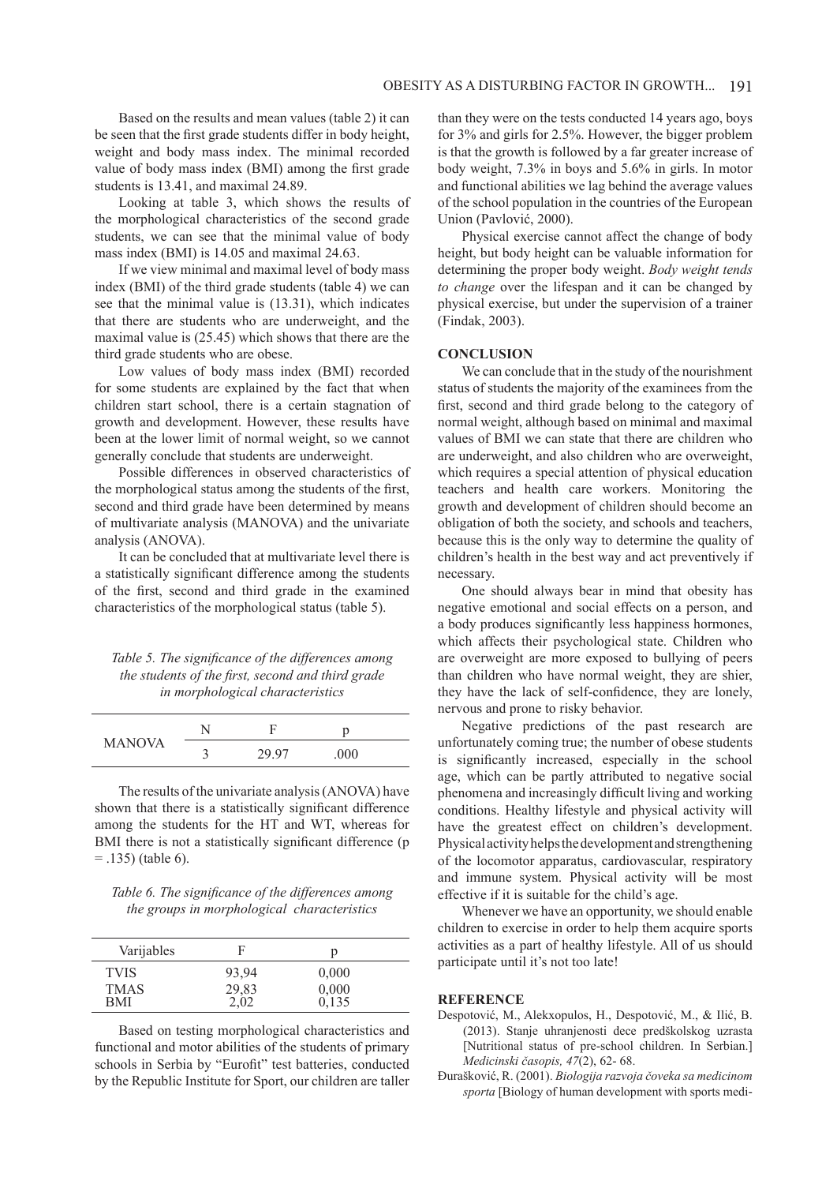Based on the results and mean values (table 2) it can be seen that the first grade students differ in body height, weight and body mass index. The minimal recorded value of body mass index (BMI) among the first grade students is 13.41, and maximal 24.89.

Looking at table 3, which shows the results of the morphological characteristics of the second grade students, we can see that the minimal value of body mass index (BMI) is 14.05 and maximal 24.63.

If we view minimal and maximal level of body mass index (BMI) of the third grade students (table 4) we can see that the minimal value is (13.31), which indicates that there are students who are underweight, and the maximal value is (25.45) which shows that there are the third grade students who are obese.

Low values of body mass index (BMI) recorded for some students are explained by the fact that when children start school, there is a certain stagnation of growth and development. However, these results have been at the lower limit of normal weight, so we cannot generally conclude that students are underweight.

Possible differences in observed characteristics of the morphological status among the students of the first, second and third grade have been determined by means of multivariate analysis (MANOVA) and the univariate analysis (ANOVA).

It can be concluded that at multivariate level there is a statistically significant difference among the students of the first, second and third grade in the examined characteristics of the morphological status (table 5).

*Table 5. The significance of the differences among the students of the first, second and third grade in morphological characteristics*

| | N | F | p |
|---|---|---|---|
| MANOVA | 3 | 29.97 | .000 |

The results of the univariate analysis (ANOVA) have shown that there is a statistically significant difference among the students for the HT and WT, whereas for BMI there is not a statistically significant difference (p = .135) (table 6).

*Table 6. The significance of the differences among the groups in morphological characteristics*

| Varijables | F | p |
|---|---|---|
| TVIS | 93,94 | 0,000 |
| TMAS | 29,83 | 0,000 |
| BMI | 2,02 | 0,135 |

Based on testing morphological characteristics and functional and motor abilities of the students of primary schools in Serbia by "Eurofit" test batteries, conducted by the Republic Institute for Sport, our children are taller than they were on the tests conducted 14 years ago, boys for 3% and girls for 2.5%. However, the bigger problem is that the growth is followed by a far greater increase of body weight, 7.3% in boys and 5.6% in girls. In motor and functional abilities we lag behind the average values of the school population in the countries of the European Union (Pavlović, 2000).

Physical exercise cannot affect the change of body height, but body height can be valuable information for determining the proper body weight. *Body weight tends to change* over the lifespan and it can be changed by physical exercise, but under the supervision of a trainer (Findak, 2003).

## CONCLUSION

We can conclude that in the study of the nourishment status of students the majority of the examinees from the first, second and third grade belong to the category of normal weight, although based on minimal and maximal values of BMI we can state that there are children who are underweight, and also children who are overweight, which requires a special attention of physical education teachers and health care workers. Monitoring the growth and development of children should become an obligation of both the society, and schools and teachers, because this is the only way to determine the quality of children's health in the best way and act preventively if necessary.

One should always bear in mind that obesity has negative emotional and social effects on a person, and a body produces significantly less happiness hormones, which affects their psychological state. Children who are overweight are more exposed to bullying of peers than children who have normal weight, they are shier, they have the lack of self-confidence, they are lonely, nervous and prone to risky behavior.

Negative predictions of the past research are unfortunately coming true; the number of obese students is significantly increased, especially in the school age, which can be partly attributed to negative social phenomena and increasingly difficult living and working conditions. Healthy lifestyle and physical activity will have the greatest effect on children's development. Physical activity helps the development and strengthening of the locomotor apparatus, cardiovascular, respiratory and immune system. Physical activity will be most effective if it is suitable for the child's age.

Whenever we have an opportunity, we should enable children to exercise in order to help them acquire sports activities as a part of healthy lifestyle. All of us should participate until it's not too late!

## REFERENCE

Despotović, M., Alekxopulos, H., Despotović, M., & Ilić, B. (2013). Stanje uhranjenosti dece predškolskog uzrasta [Nutritional status of pre-school children. In Serbian.] *Medicinski časopis, 47*(2), 62- 68.

Đurašković, R. (2001). *Biologija razvoja čoveka sa medicinom sporta* [Biology of human development with sports medi-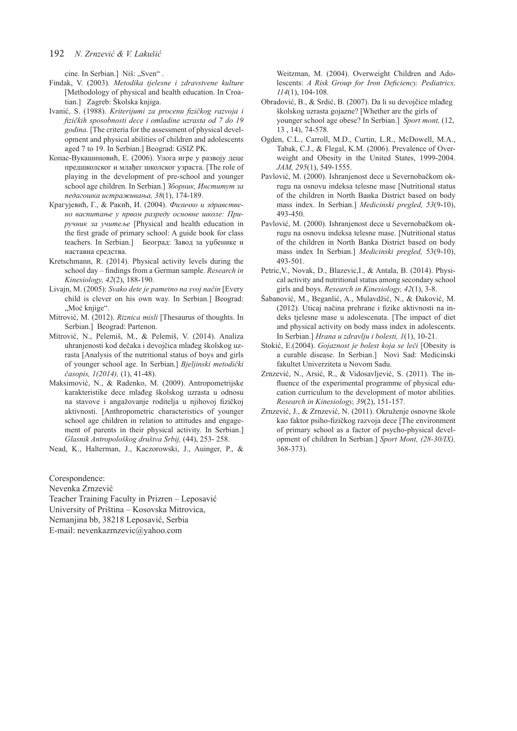cine. In Serbian.] Niš: „Sven" .

Findak, V. (2003). *Metodika tjelesne i zdravstvene kulture* [Methodology of physical and health education. In Croatian.] Zagreb: Školska knjiga.

Ivanić, S. (1988). *Kriterijumi za procenu fizičkog razvoja i fizičkih sposobnosti dece i omladine uzrasta od 7 do 19 godina*. [The criteria for the assessment of physical development and physical abilities of children and adolescents aged 7 to 19. In Serbian.] Beograd: GSIZ PK.

Копас-Вукашиновић, Е. (2006). Улога игре у развоју деце предшколског и млађег школског узраста. [The role of playing in the development of pre-school and younger school age children. In Serbian.] *Зборник, Институт за педагошка истраживања, 38*(1), 174-189.

Крагујевић, Г., & Ракић, И. (2004). *Физичко и здравствено васпитање у првом разреду основне школе: Приручник за учитеље* [Physical and health education in the first grade of primary school: A guide book for class teachers. In Serbian.] Београд: Завод за уџбенике и наставна средства.

Kretschmann, R. (2014). Physical activity levels during the school day – findings from a German sample. *Research in Kinesiology, 42*(2), 188-190.

Livajn, M. (2005): *Svako dete je pametno na svoj način* [Every child is clever on his own way. In Serbian.] Beograd: „Moć knjige".

Mitrović, M. (2012). *Riznica misli* [Thesaurus of thoughts. In Serbian.] Beograd: Partenon.

Mitrović, N., Pelemiš, M., & Pelemiš, V. (2014). Analiza uhranjenosti kod dečaka i devojčica mlađeg školskog uzrasta [Analysis of the nutritional status of boys and girls of younger school age. In Serbian.] *Bjeljinski metodički časopis, 1(2014),* (1), 41-48).

Maksimović, N., & Radenko, M. (2009). Antropometrijske karakteristike dece mlađeg školskog uzrasta u odnosu na stavove i angažovanje roditelja u njihovoj fizičkoj aktivnosti. [Anthropometric characteristics of younger school age children in relation to attitudes and engagement of parents in their physical activity. In Serbian.] *Glasnik Antropološkog društva Srbij,* (44), 253- 258.

Nead, K., Halterman, J., Kaczorowski, J., Auinger, P., & Weitzman, M. (2004). Overweight Children and Adolescents: *A Risk Group for Iron Deficiency. Pediatrics, 114*(1), 104-108.

Obradović, B., & Srdić, B. (2007). Da li su devojčice mlađeg školskog uzrasta gojazne? [Whether are the girls of younger school age obese? In Serbian.] *Sport mont,* (12, 13 , 14), 74-578.

Ogden, C.L., Carroll, M.D., Curtin, L.R., McDowell, M.A., Tabak, C.J., & Flegal, K.M. (2006). Prevalence of Overweight and Obesity in the United States, 1999-2004. *JAM, 295*(1), 549-1555.

Pavlović, M. (2000). Ishranjenost dece u Severnobačkom okrugu na osnovu indeksa telesne mase [Nutritional status of the children in North Baнka District based on body mass index. In Serbian.] *Medicinski pregled, 53*(9-10), 493-450.

Pavlović, M. (2000). Ishranjenost dece u Severnobačkom okrugu na osnovu indeksa telesne mase. [Nutritional status of the children in North Banka District based on body mass index In Serbian.] *Medicinski pregled,* 53(9-10), 493-501.

Petric,V., Novak, D., Blazevic,I., & Antala, B. (2014). Physical activity and nutritional status among secondary school girls and boys. *Research in Kinesiology, 42*(1), 3-8.

Šabanović, M., Beganlić, A., Mulavdžić, N., & Đaković, M. (2012). Uticaj načina prehrane i fizike aktivnosti na indeks tjelesne mase u adolescenata. [The impact of diet and physical activity on body mass index in adolescents. In Serbian.] *Hrana u zdravlju i bolesti, 1*(1), 10-21.

Stokić, E.(2004). *Gojaznost je bolest koja se leči* [Obesity is a curable disease. In Serbian.] Novi Sad: Medicinski fakultet Univerziteta u Novom Sadu.

Zrnzević, N., Arsić, R., & Vidosavljević, S. (2011). The influence of the experimental programme of physical education curriculum to the development of motor abilities. *Research in Kinesiology, 39*(2), 151-157.

Zrnzević, J., & Zrnzević, N. (2011). Okruženje osnovne škole kao faktor psiho-fizičkog razvoja dece [The environment of primary school as a factor of psycho-physical development of children In Serbian.] *Sport Mont, (28-30/IX),* 368-373).

Corespondence:
Nevenka Zrnzević
Teacher Training Faculty in Prizren – Leposavić
University of Priština – Kosovska Mitrovica,
Nemanjina bb, 38218 Leposavić, Serbia
E-mail: nevenkazrnzevic@yahoo.com